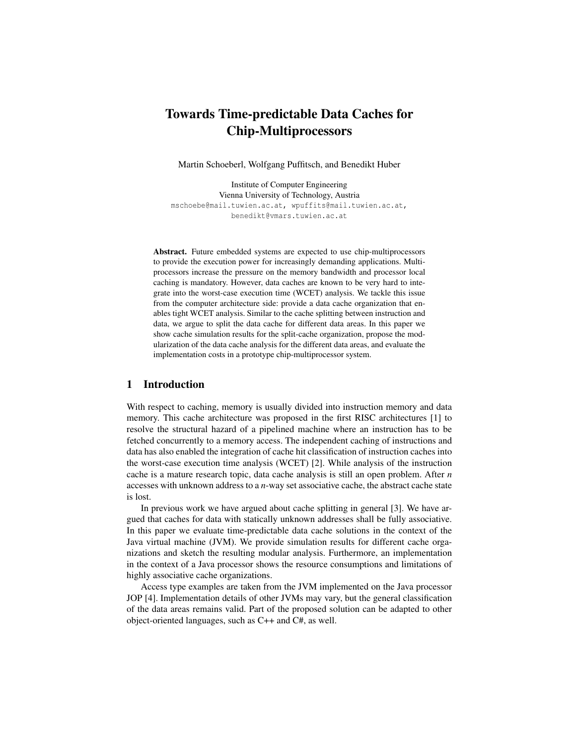# Towards Time-predictable Data Caches for Chip-Multiprocessors

Martin Schoeberl, Wolfgang Puffitsch, and Benedikt Huber

Institute of Computer Engineering
Vienna University of Technology, Austria
mschoebe@mail.tuwien.ac.at, wpuffits@mail.tuwien.ac.at, benedikt@vmars.tuwien.ac.at

**Abstract.** Future embedded systems are expected to use chip-multiprocessors to provide the execution power for increasingly demanding applications. Multiprocessors increase the pressure on the memory bandwidth and processor local caching is mandatory. However, data caches are known to be very hard to integrate into the worst-case execution time (WCET) analysis. We tackle this issue from the computer architecture side: provide a data cache organization that enables tight WCET analysis. Similar to the cache splitting between instruction and data, we argue to split the data cache for different data areas. In this paper we show cache simulation results for the split-cache organization, propose the modularization of the data cache analysis for the different data areas, and evaluate the implementation costs in a prototype chip-multiprocessor system.

## 1 Introduction

With respect to caching, memory is usually divided into instruction memory and data memory. This cache architecture was proposed in the first RISC architectures [1] to resolve the structural hazard of a pipelined machine where an instruction has to be fetched concurrently to a memory access. The independent caching of instructions and data has also enabled the integration of cache hit classification of instruction caches into the worst-case execution time analysis (WCET) [2]. While analysis of the instruction cache is a mature research topic, data cache analysis is still an open problem. After $n$ accesses with unknown address to a $n$-way set associative cache, the abstract cache state is lost.

In previous work we have argued about cache splitting in general [3]. We have argued that caches for data with statically unknown addresses shall be fully associative. In this paper we evaluate time-predictable data cache solutions in the context of the Java virtual machine (JVM). We provide simulation results for different cache organizations and sketch the resulting modular analysis. Furthermore, an implementation in the context of a Java processor shows the resource consumptions and limitations of highly associative cache organizations.

Access type examples are taken from the JVM implemented on the Java processor JOP [4]. Implementation details of other JVMs may vary, but the general classification of the data areas remains valid. Part of the proposed solution can be adapted to other object-oriented languages, such as C++ and C#, as well.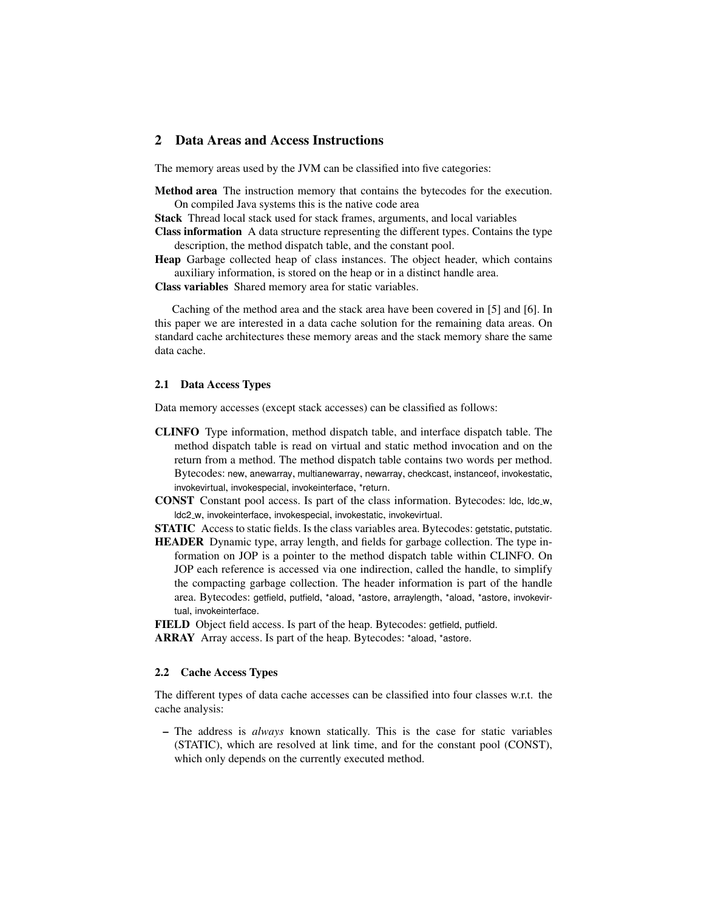## 2 Data Areas and Access Instructions

The memory areas used by the JVM can be classified into five categories:

**Method area** The instruction memory that contains the bytecodes for the execution. On compiled Java systems this is the native code area

**Stack** Thread local stack used for stack frames, arguments, and local variables

**Class information** A data structure representing the different types. Contains the type description, the method dispatch table, and the constant pool.

**Heap** Garbage collected heap of class instances. The object header, which contains auxiliary information, is stored on the heap or in a distinct handle area.

**Class variables** Shared memory area for static variables.

Caching of the method area and the stack area have been covered in [5] and [6]. In this paper we are interested in a data cache solution for the remaining data areas. On standard cache architectures these memory areas and the stack memory share the same data cache.

### 2.1 Data Access Types

Data memory accesses (except stack accesses) can be classified as follows:

**CLINFO** Type information, method dispatch table, and interface dispatch table. The method dispatch table is read on virtual and static method invocation and on the return from a method. The method dispatch table contains two words per method. Bytecodes: new, anewarray, multianewarray, newarray, checkcast, instanceof, invokestatic, invokevirtual, invokespecial, invokeinterface, *return.

**CONST** Constant pool access. Is part of the class information. Bytecodes: ldc, ldc_w, ldc2_w, invokeinterface, invokespecial, invokestatic, invokevirtual.

**STATIC** Access to static fields. Is the class variables area. Bytecodes: getstatic, putstatic.

**HEADER** Dynamic type, array length, and fields for garbage collection. The type information on JOP is a pointer to the method dispatch table within CLINFO. On JOP each reference is accessed via one indirection, called the handle, to simplify the compacting garbage collection. The header information is part of the handle area. Bytecodes: getfield, putfield, *aload, *astore, arraylength, *aload, *astore, invokevirtual, invokeinterface.

**FIELD** Object field access. Is part of the heap. Bytecodes: getfield, putfield.

**ARRAY** Array access. Is part of the heap. Bytecodes: *aload, *astore.

### 2.2 Cache Access Types

The different types of data cache accesses can be classified into four classes w.r.t. the cache analysis:

- The address is *always* known statically. This is the case for static variables (STATIC), which are resolved at link time, and for the constant pool (CONST), which only depends on the currently executed method.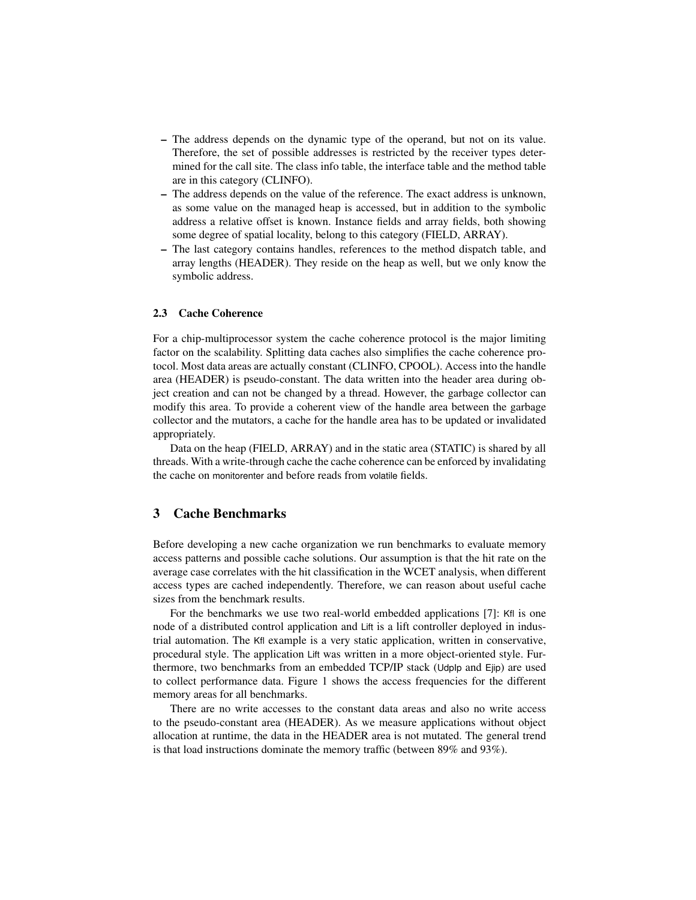- The address depends on the dynamic type of the operand, but not on its value. Therefore, the set of possible addresses is restricted by the receiver types determined for the call site. The class info table, the interface table and the method table are in this category (CLINFO).
- The address depends on the value of the reference. The exact address is unknown, as some value on the managed heap is accessed, but in addition to the symbolic address a relative offset is known. Instance fields and array fields, both showing some degree of spatial locality, belong to this category (FIELD, ARRAY).
- The last category contains handles, references to the method dispatch table, and array lengths (HEADER). They reside on the heap as well, but we only know the symbolic address.

### 2.3 Cache Coherence

For a chip-multiprocessor system the cache coherence protocol is the major limiting factor on the scalability. Splitting data caches also simplifies the cache coherence protocol. Most data areas are actually constant (CLINFO, CPOOL). Access into the handle area (HEADER) is pseudo-constant. The data written into the header area during object creation and can not be changed by a thread. However, the garbage collector can modify this area. To provide a coherent view of the handle area between the garbage collector and the mutators, a cache for the handle area has to be updated or invalidated appropriately.

Data on the heap (FIELD, ARRAY) and in the static area (STATIC) is shared by all threads. With a write-through cache the cache coherence can be enforced by invalidating the cache on monitorenter and before reads from volatile fields.

## 3 Cache Benchmarks

Before developing a new cache organization we run benchmarks to evaluate memory access patterns and possible cache solutions. Our assumption is that the hit rate on the average case correlates with the hit classification in the WCET analysis, when different access types are cached independently. Therefore, we can reason about useful cache sizes from the benchmark results.

For the benchmarks we use two real-world embedded applications [7]: Kfl is one node of a distributed control application and Lift is a lift controller deployed in industrial automation. The Kfl example is a very static application, written in conservative, procedural style. The application Lift was written in a more object-oriented style. Furthermore, two benchmarks from an embedded TCP/IP stack (UdpIp and Ejip) are used to collect performance data. Figure 1 shows the access frequencies for the different memory areas for all benchmarks.

There are no write accesses to the constant data areas and also no write access to the pseudo-constant area (HEADER). As we measure applications without object allocation at runtime, the data in the HEADER area is not mutated. The general trend is that load instructions dominate the memory traffic (between 89% and 93%).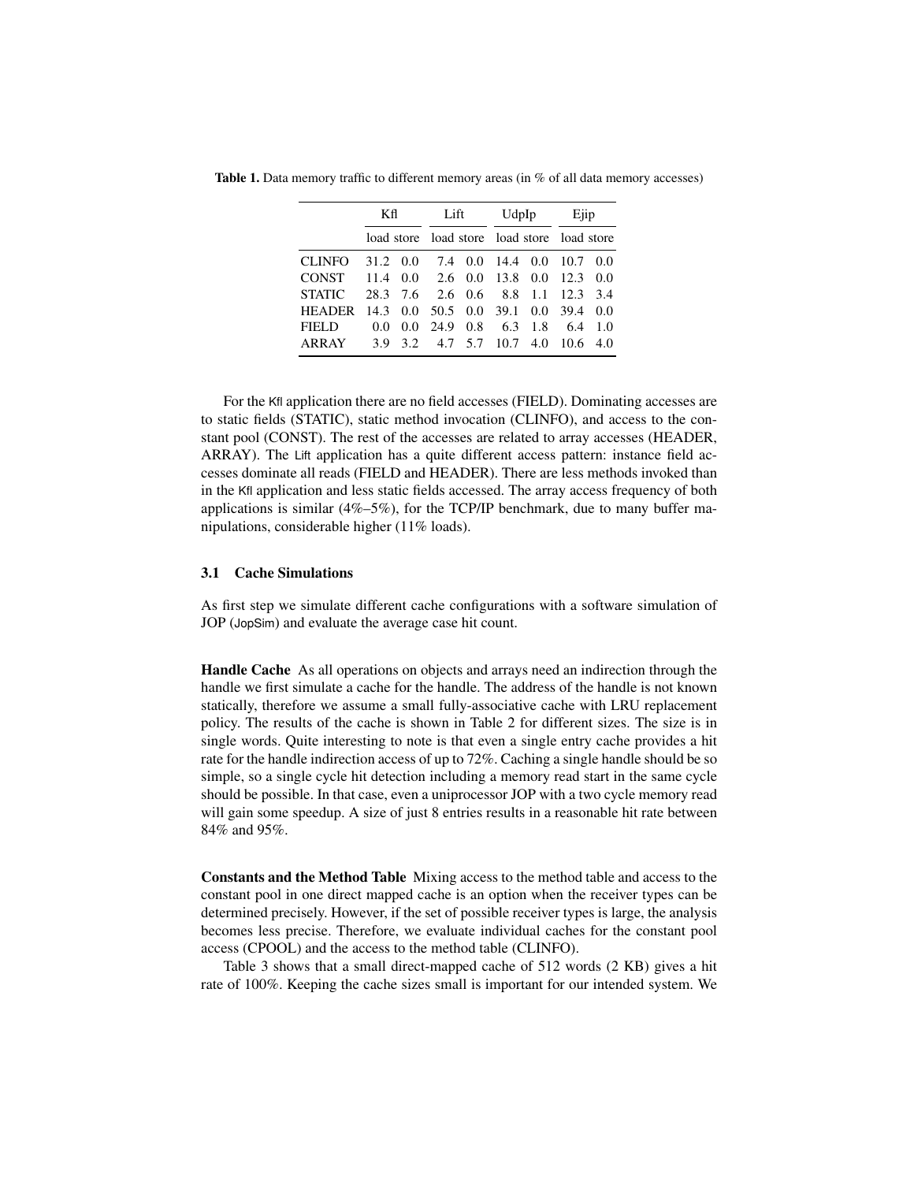**Table 1.** Data memory traffic to different memory areas (in % of all data memory accesses)

| | Kfl | | Lift | | UdpIp | | Ejip | |
|---|---|---|---|---|---|---|---|---|
| | load | store | load | store | load | store | load | store |
| CLINFO | 31.2 | 0.0 | 7.4 | 0.0 | 14.4 | 0.0 | 10.7 | 0.0 |
| CONST | 11.4 | 0.0 | 2.6 | 0.0 | 13.8 | 0.0 | 12.3 | 0.0 |
| STATIC | 28.3 | 7.6 | 2.6 | 0.6 | 8.8 | 1.1 | 12.3 | 3.4 |
| HEADER | 14.3 | 0.0 | 50.5 | 0.0 | 39.1 | 0.0 | 39.4 | 0.0 |
| FIELD | 0.0 | 0.0 | 24.9 | 0.8 | 6.3 | 1.8 | 6.4 | 1.0 |
| ARRAY | 3.9 | 3.2 | 4.7 | 5.7 | 10.7 | 4.0 | 10.6 | 4.0 |

For the Kfl application there are no field accesses (FIELD). Dominating accesses are to static fields (STATIC), static method invocation (CLINFO), and access to the constant pool (CONST). The rest of the accesses are related to array accesses (HEADER, ARRAY). The Lift application has a quite different access pattern: instance field accesses dominate all reads (FIELD and HEADER). There are less methods invoked than in the Kfl application and less static fields accessed. The array access frequency of both applications is similar (4%–5%), for the TCP/IP benchmark, due to many buffer manipulations, considerable higher (11% loads).

### 3.1 Cache Simulations

As first step we simulate different cache configurations with a software simulation of JOP (JopSim) and evaluate the average case hit count.

**Handle Cache** As all operations on objects and arrays need an indirection through the handle we first simulate a cache for the handle. The address of the handle is not known statically, therefore we assume a small fully-associative cache with LRU replacement policy. The results of the cache is shown in Table 2 for different sizes. The size is in single words. Quite interesting to note is that even a single entry cache provides a hit rate for the handle indirection access of up to 72%. Caching a single handle should be so simple, so a single cycle hit detection including a memory read start in the same cycle should be possible. In that case, even a uniprocessor JOP with a two cycle memory read will gain some speedup. A size of just 8 entries results in a reasonable hit rate between 84% and 95%.

**Constants and the Method Table** Mixing access to the method table and access to the constant pool in one direct mapped cache is an option when the receiver types can be determined precisely. However, if the set of possible receiver types is large, the analysis becomes less precise. Therefore, we evaluate individual caches for the constant pool access (CPOOL) and the access to the method table (CLINFO).

Table 3 shows that a small direct-mapped cache of 512 words (2 KB) gives a hit rate of 100%. Keeping the cache sizes small is important for our intended system. We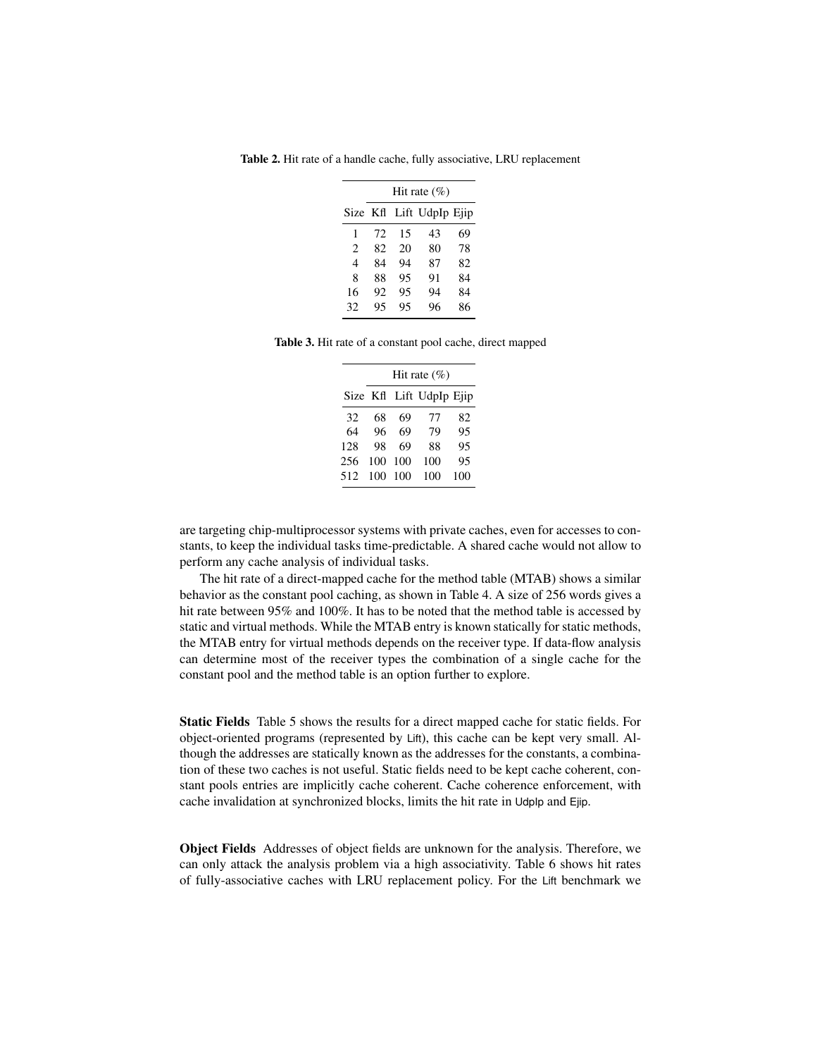**Table 2.** Hit rate of a handle cache, fully associative, LRU replacement

| | Hit rate (%) | | | |
|---|---|---|---|---|
| Size | Kfl | Lift | UdpIp | Ejip |
| 1 | 72 | 15 | 43 | 69 |
| 2 | 82 | 20 | 80 | 78 |
| 4 | 84 | 94 | 87 | 82 |
| 8 | 88 | 95 | 91 | 84 |
| 16 | 92 | 95 | 94 | 84 |
| 32 | 95 | 95 | 96 | 86 |

**Table 3.** Hit rate of a constant pool cache, direct mapped

| | Hit rate (%) | | | |
|---|---|---|---|---|
| Size | Kfl | Lift | UdpIp | Ejip |
| 32 | 68 | 69 | 77 | 82 |
| 64 | 96 | 69 | 79 | 95 |
| 128 | 98 | 69 | 88 | 95 |
| 256 | 100 | 100 | 100 | 95 |
| 512 | 100 | 100 | 100 | 100 |

are targeting chip-multiprocessor systems with private caches, even for accesses to constants, to keep the individual tasks time-predictable. A shared cache would not allow to perform any cache analysis of individual tasks.

The hit rate of a direct-mapped cache for the method table (MTAB) shows a similar behavior as the constant pool caching, as shown in Table 4. A size of 256 words gives a hit rate between 95% and 100%. It has to be noted that the method table is accessed by static and virtual methods. While the MTAB entry is known statically for static methods, the MTAB entry for virtual methods depends on the receiver type. If data-flow analysis can determine most of the receiver types the combination of a single cache for the constant pool and the method table is an option further to explore.

**Static Fields** Table 5 shows the results for a direct mapped cache for static fields. For object-oriented programs (represented by Lift), this cache can be kept very small. Although the addresses are statically known as the addresses for the constants, a combination of these two caches is not useful. Static fields need to be kept cache coherent, constant pools entries are implicitly cache coherent. Cache coherence enforcement, with cache invalidation at synchronized blocks, limits the hit rate in UdpIp and Ejip.

**Object Fields** Addresses of object fields are unknown for the analysis. Therefore, we can only attack the analysis problem via a high associativity. Table 6 shows hit rates of fully-associative caches with LRU replacement policy. For the Lift benchmark we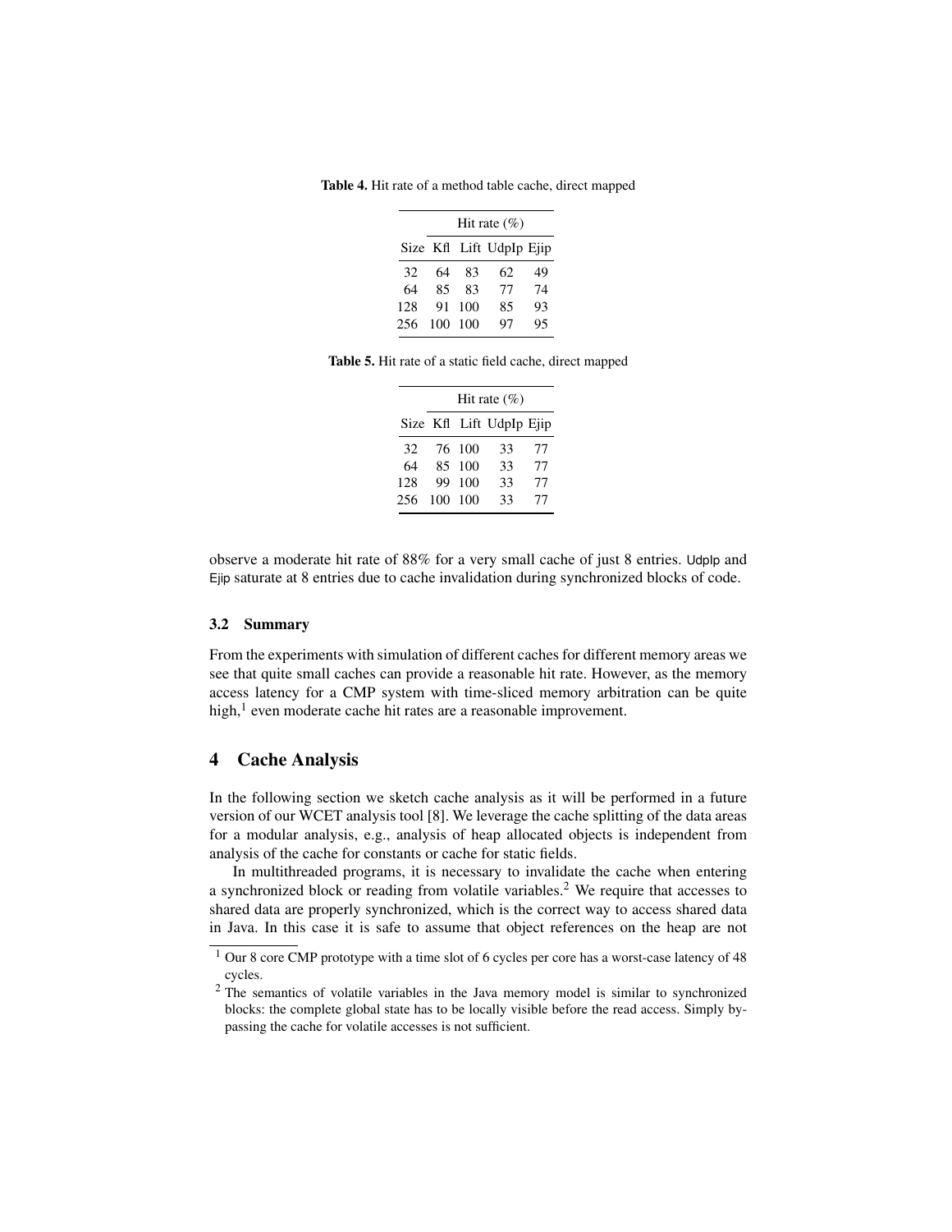**Table 4.** Hit rate of a method table cache, direct mapped

| | Hit rate (%) | | | |
|---|---|---|---|---|
| Size | Kfl | Lift | UdpIp | Ejip |
| 32 | 64 | 83 | 62 | 49 |
| 64 | 85 | 83 | 77 | 74 |
| 128 | 91 | 100 | 85 | 93 |
| 256 | 100 | 100 | 97 | 95 |

**Table 5.** Hit rate of a static field cache, direct mapped

| | Hit rate (%) | | | |
|---|---|---|---|---|
| Size | Kfl | Lift | UdpIp | Ejip |
| 32 | 76 | 100 | 33 | 77 |
| 64 | 85 | 100 | 33 | 77 |
| 128 | 99 | 100 | 33 | 77 |
| 256 | 100 | 100 | 33 | 77 |

observe a moderate hit rate of 88% for a very small cache of just 8 entries. UdpIp and Ejip saturate at 8 entries due to cache invalidation during synchronized blocks of code.

### 3.2 Summary

From the experiments with simulation of different caches for different memory areas we see that quite small caches can provide a reasonable hit rate. However, as the memory access latency for a CMP system with time-sliced memory arbitration can be quite high,[1] even moderate cache hit rates are a reasonable improvement.

## 4 Cache Analysis

In the following section we sketch cache analysis as it will be performed in a future version of our WCET analysis tool [8]. We leverage the cache splitting of the data areas for a modular analysis, e.g., analysis of heap allocated objects is independent from analysis of the cache for constants or cache for static fields.

In multithreaded programs, it is necessary to invalidate the cache when entering a synchronized block or reading from volatile variables.[2] We require that accesses to shared data are properly synchronized, which is the correct way to access shared data in Java. In this case it is safe to assume that object references on the heap are not

[1] Our 8 core CMP prototype with a time slot of 6 cycles per core has a worst-case latency of 48 cycles.

[2] The semantics of volatile variables in the Java memory model is similar to synchronized blocks: the complete global state has to be locally visible before the read access. Simply bypassing the cache for volatile accesses is not sufficient.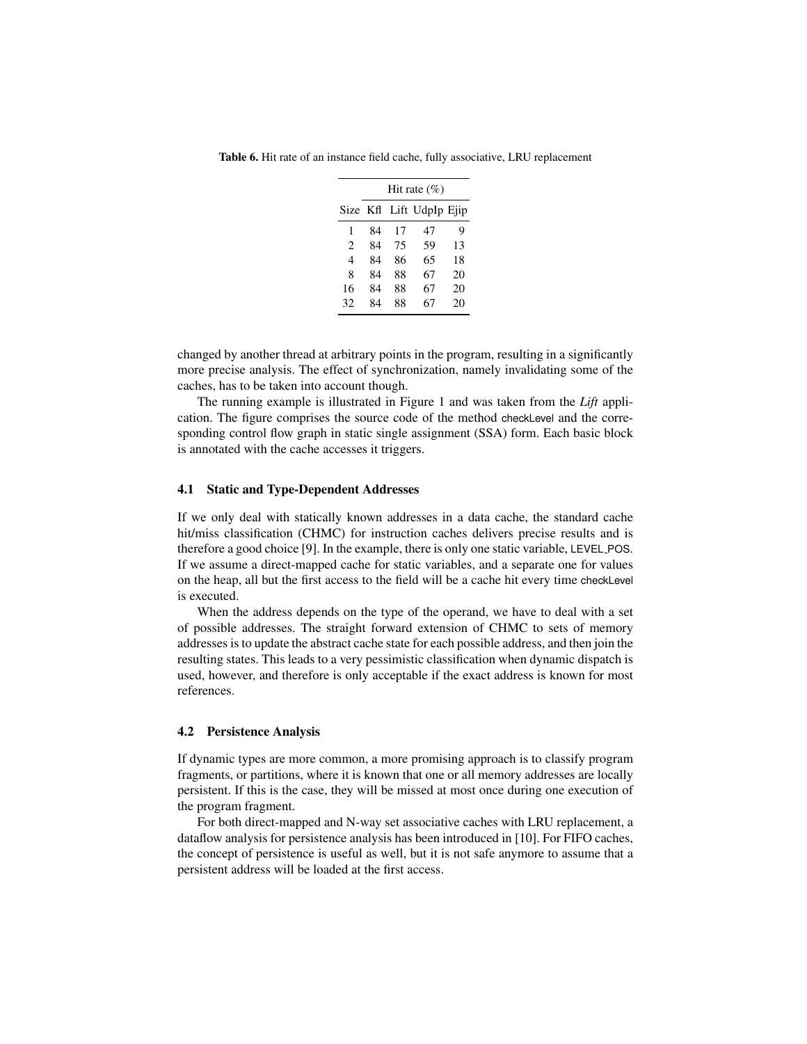**Table 6.** Hit rate of an instance field cache, fully associative, LRU replacement

| | Hit rate (%) | | | |
|---|---|---|---|---|
| Size | Kfl | Lift | UdpIp | Ejip |
| 1 | 84 | 17 | 47 | 9 |
| 2 | 84 | 75 | 59 | 13 |
| 4 | 84 | 86 | 65 | 18 |
| 8 | 84 | 88 | 67 | 20 |
| 16 | 84 | 88 | 67 | 20 |
| 32 | 84 | 88 | 67 | 20 |

changed by another thread at arbitrary points in the program, resulting in a significantly more precise analysis. The effect of synchronization, namely invalidating some of the caches, has to be taken into account though.

The running example is illustrated in Figure 1 and was taken from the *Lift* application. The figure comprises the source code of the method checkLevel and the corresponding control flow graph in static single assignment (SSA) form. Each basic block is annotated with the cache accesses it triggers.

### 4.1 Static and Type-Dependent Addresses

If we only deal with statically known addresses in a data cache, the standard cache hit/miss classification (CHMC) for instruction caches delivers precise results and is therefore a good choice [9]. In the example, there is only one static variable, LEVEL_POS. If we assume a direct-mapped cache for static variables, and a separate one for values on the heap, all but the first access to the field will be a cache hit every time checkLevel is executed.

When the address depends on the type of the operand, we have to deal with a set of possible addresses. The straight forward extension of CHMC to sets of memory addresses is to update the abstract cache state for each possible address, and then join the resulting states. This leads to a very pessimistic classification when dynamic dispatch is used, however, and therefore is only acceptable if the exact address is known for most references.

### 4.2 Persistence Analysis

If dynamic types are more common, a more promising approach is to classify program fragments, or partitions, where it is known that one or all memory addresses are locally persistent. If this is the case, they will be missed at most once during one execution of the program fragment.

For both direct-mapped and N-way set associative caches with LRU replacement, a dataflow analysis for persistence analysis has been introduced in [10]. For FIFO caches, the concept of persistence is useful as well, but it is not safe anymore to assume that a persistent address will be loaded at the first access.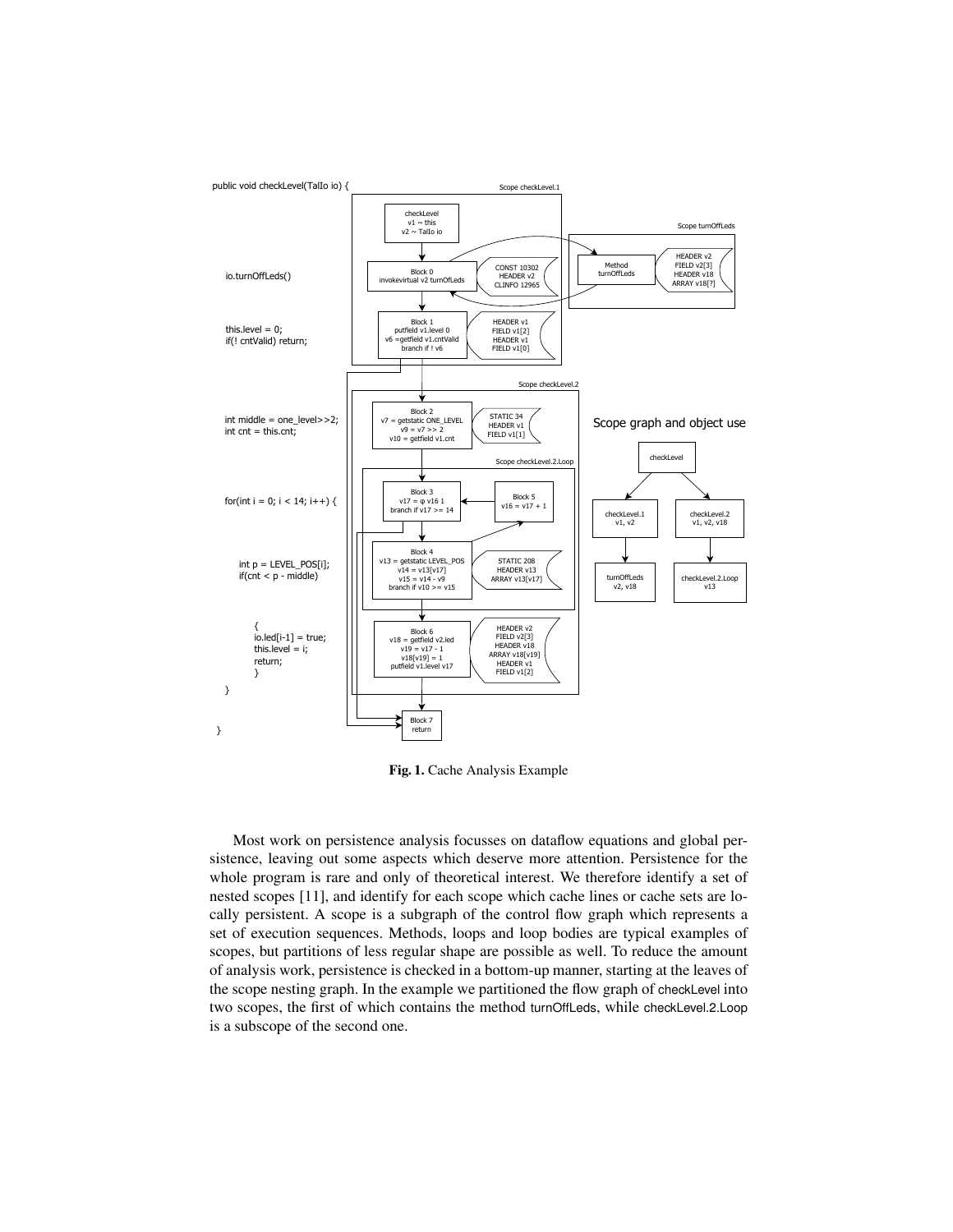**Fig. 1.** Cache Analysis Example

Most work on persistence analysis focusses on dataflow equations and global persistence, leaving out some aspects which deserve more attention. Persistence for the whole program is rare and only of theoretical interest. We therefore identify a set of nested scopes [11], and identify for each scope which cache lines or cache sets are locally persistent. A scope is a subgraph of the control flow graph which represents a set of execution sequences. Methods, loops and loop bodies are typical examples of scopes, but partitions of less regular shape are possible as well. To reduce the amount of analysis work, persistence is checked in a bottom-up manner, starting at the leaves of the scope nesting graph. In the example we partitioned the flow graph of checkLevel into two scopes, the first of which contains the method turnOffLeds, while checkLevel.2.Loop is a subscope of the second one.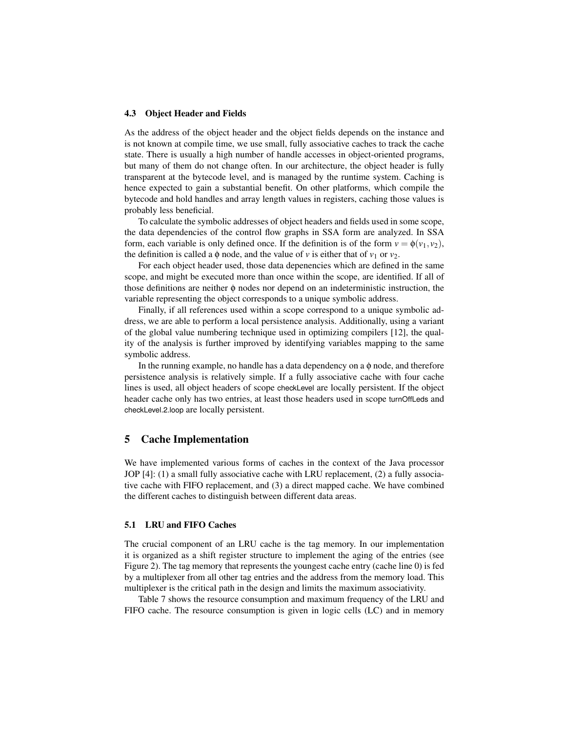### 4.3 Object Header and Fields

As the address of the object header and the object fields depends on the instance and is not known at compile time, we use small, fully associative caches to track the cache state. There is usually a high number of handle accesses in object-oriented programs, but many of them do not change often. In our architecture, the object header is fully transparent at the bytecode level, and is managed by the runtime system. Caching is hence expected to gain a substantial benefit. On other platforms, which compile the bytecode and hold handles and array length values in registers, caching those values is probably less beneficial.

To calculate the symbolic addresses of object headers and fields used in some scope, the data dependencies of the control flow graphs in SSA form are analyzed. In SSA form, each variable is only defined once. If the definition is of the form $v = \phi(v_1, v_2)$, the definition is called a $\phi$ node, and the value of $v$ is either that of $v_1$ or $v_2$.

For each object header used, those data depenencies which are defined in the same scope, and might be executed more than once within the scope, are identified. If all of those definitions are neither $\phi$ nodes nor depend on an indeterministic instruction, the variable representing the object corresponds to a unique symbolic address.

Finally, if all references used within a scope correspond to a unique symbolic address, we are able to perform a local persistence analysis. Additionally, using a variant of the global value numbering technique used in optimizing compilers [12], the quality of the analysis is further improved by identifying variables mapping to the same symbolic address.

In the running example, no handle has a data dependency on a $\phi$ node, and therefore persistence analysis is relatively simple. If a fully associative cache with four cache lines is used, all object headers of scope checkLevel are locally persistent. If the object header cache only has two entries, at least those headers used in scope turnOffLeds and checkLevel.2.loop are locally persistent.

## 5 Cache Implementation

We have implemented various forms of caches in the context of the Java processor JOP [4]: (1) a small fully associative cache with LRU replacement, (2) a fully associative cache with FIFO replacement, and (3) a direct mapped cache. We have combined the different caches to distinguish between different data areas.

### 5.1 LRU and FIFO Caches

The crucial component of an LRU cache is the tag memory. In our implementation it is organized as a shift register structure to implement the aging of the entries (see Figure 2). The tag memory that represents the youngest cache entry (cache line 0) is fed by a multiplexer from all other tag entries and the address from the memory load. This multiplexer is the critical path in the design and limits the maximum associativity.

Table 7 shows the resource consumption and maximum frequency of the LRU and FIFO cache. The resource consumption is given in logic cells (LC) and in memory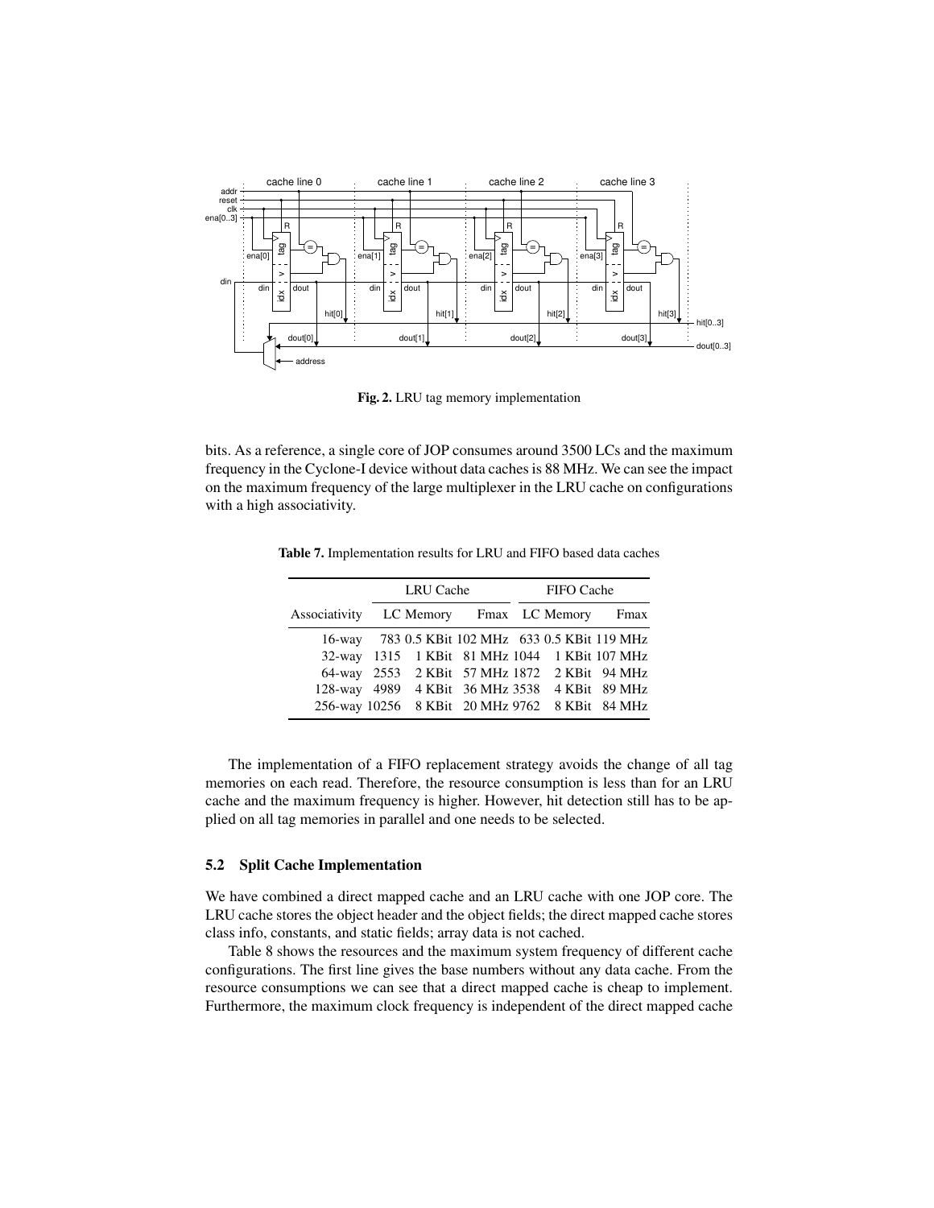**Fig. 2.** LRU tag memory implementation

bits. As a reference, a single core of JOP consumes around 3500 LCs and the maximum frequency in the Cyclone-I device without data caches is 88 MHz. We can see the impact on the maximum frequency of the large multiplexer in the LRU cache on configurations with a high associativity.

**Table 7.** Implementation results for LRU and FIFO based data caches

| | LRU Cache | | | FIFO Cache | | |
|---|---|---|---|---|---|---|
| Associativity | LC | Memory | Fmax | LC | Memory | Fmax |
| 16-way | 783 | 0.5 KBit | 102 MHz | 633 | 0.5 KBit | 119 MHz |
| 32-way | 1315 | 1 KBit | 81 MHz | 1044 | 1 KBit | 107 MHz |
| 64-way | 2553 | 2 KBit | 57 MHz | 1872 | 2 KBit | 94 MHz |
| 128-way | 4989 | 4 KBit | 36 MHz | 3538 | 4 KBit | 89 MHz |
| 256-way | 10256 | 8 KBit | 20 MHz | 9762 | 8 KBit | 84 MHz |

The implementation of a FIFO replacement strategy avoids the change of all tag memories on each read. Therefore, the resource consumption is less than for an LRU cache and the maximum frequency is higher. However, hit detection still has to be applied on all tag memories in parallel and one needs to be selected.

### 5.2 Split Cache Implementation

We have combined a direct mapped cache and an LRU cache with one JOP core. The LRU cache stores the object header and the object fields; the direct mapped cache stores class info, constants, and static fields; array data is not cached.

Table 8 shows the resources and the maximum system frequency of different cache configurations. The first line gives the base numbers without any data cache. From the resource consumptions we can see that a direct mapped cache is cheap to implement. Furthermore, the maximum clock frequency is independent of the direct mapped cache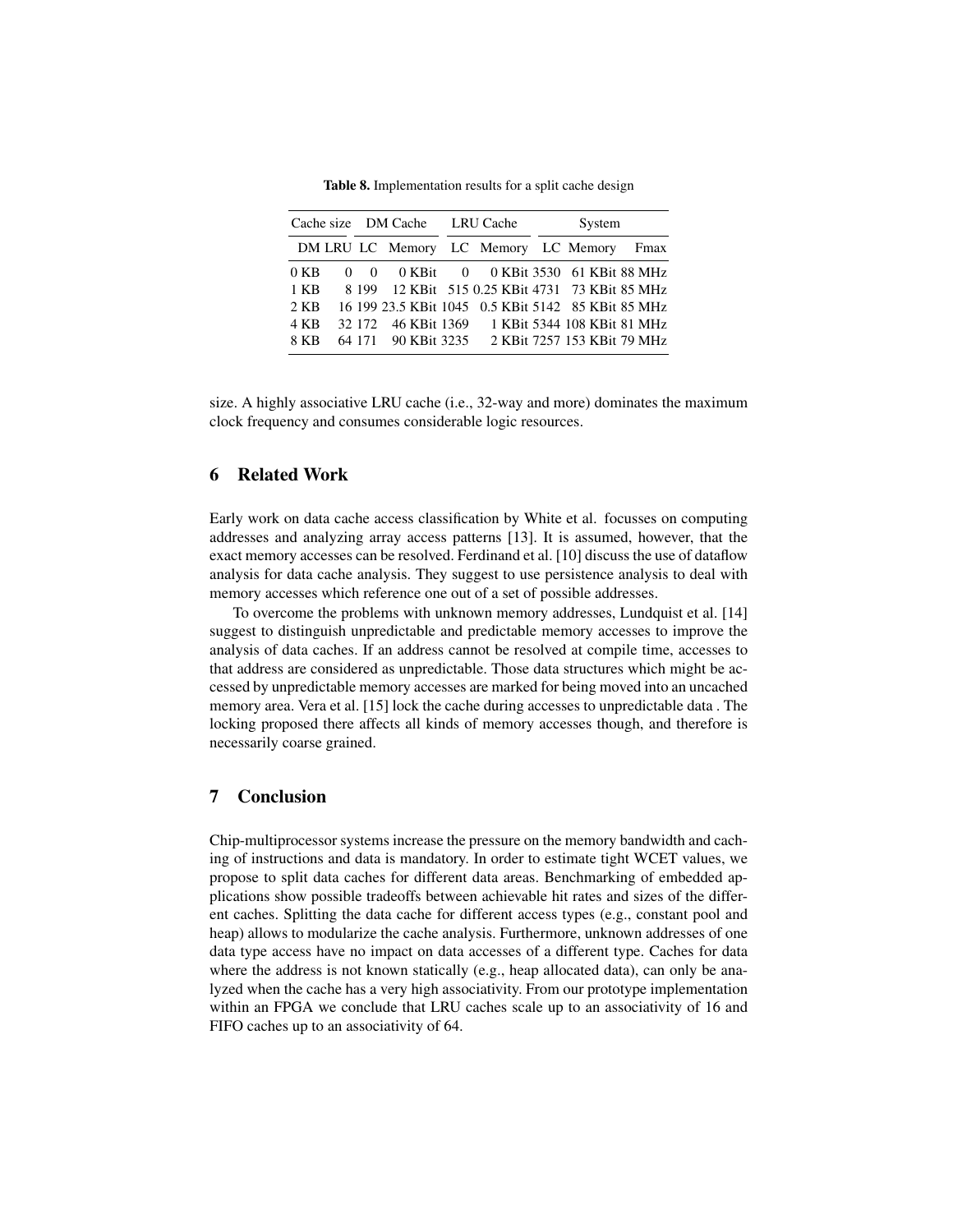**Table 8.** Implementation results for a split cache design

| Cache size | | DM Cache | | LRU Cache | | System | | |
|---|---|---|---|---|---|---|---|---|
| DM | LRU | LC | Memory | LC | Memory | LC | Memory | Fmax |
| 0 KB | 0 | 0 | 0 KBit | 0 | 0 KBit | 3530 | 61 KBit | 88 MHz |
| 1 KB | 8 | 199 | 12 KBit | 515 | 0.25 KBit | 4731 | 73 KBit | 85 MHz |
| 2 KB | 16 | 199 | 23.5 KBit | 1045 | 0.5 KBit | 5142 | 85 KBit | 85 MHz |
| 4 KB | 32 | 172 | 46 KBit | 1369 | 1 KBit | 5344 | 108 KBit | 81 MHz |
| 8 KB | 64 | 171 | 90 KBit | 3235 | 2 KBit | 7257 | 153 KBit | 79 MHz |

size. A highly associative LRU cache (i.e., 32-way and more) dominates the maximum clock frequency and consumes considerable logic resources.

## 6 Related Work

Early work on data cache access classification by White et al. focusses on computing addresses and analyzing array access patterns [13]. It is assumed, however, that the exact memory accesses can be resolved. Ferdinand et al. [10] discuss the use of dataflow analysis for data cache analysis. They suggest to use persistence analysis to deal with memory accesses which reference one out of a set of possible addresses.

To overcome the problems with unknown memory addresses, Lundquist et al. [14] suggest to distinguish unpredictable and predictable memory accesses to improve the analysis of data caches. If an address cannot be resolved at compile time, accesses to that address are considered as unpredictable. Those data structures which might be accessed by unpredictable memory accesses are marked for being moved into an uncached memory area. Vera et al. [15] lock the cache during accesses to unpredictable data . The locking proposed there affects all kinds of memory accesses though, and therefore is necessarily coarse grained.

## 7 Conclusion

Chip-multiprocessor systems increase the pressure on the memory bandwidth and caching of instructions and data is mandatory. In order to estimate tight WCET values, we propose to split data caches for different data areas. Benchmarking of embedded applications show possible tradeoffs between achievable hit rates and sizes of the different caches. Splitting the data cache for different access types (e.g., constant pool and heap) allows to modularize the cache analysis. Furthermore, unknown addresses of one data type access have no impact on data accesses of a different type. Caches for data where the address is not known statically (e.g., heap allocated data), can only be analyzed when the cache has a very high associativity. From our prototype implementation within an FPGA we conclude that LRU caches scale up to an associativity of 16 and FIFO caches up to an associativity of 64.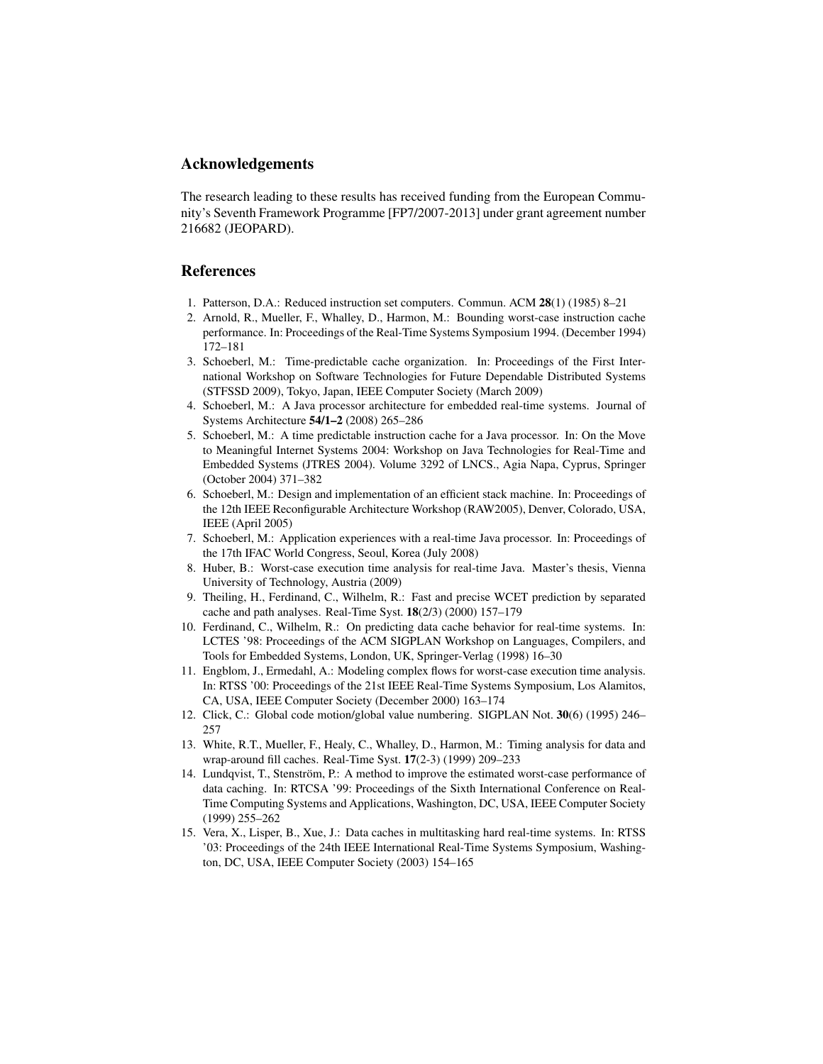## Acknowledgements

The research leading to these results has received funding from the European Community's Seventh Framework Programme [FP7/2007-2013] under grant agreement number 216682 (JEOPARD).

## References

1. Patterson, D.A.: Reduced instruction set computers. Commun. ACM **28**(1) (1985) 8–21
2. Arnold, R., Mueller, F., Whalley, D., Harmon, M.: Bounding worst-case instruction cache performance. In: Proceedings of the Real-Time Systems Symposium 1994. (December 1994) 172–181
3. Schoeberl, M.: Time-predictable cache organization. In: Proceedings of the First International Workshop on Software Technologies for Future Dependable Distributed Systems (STFSSD 2009), Tokyo, Japan, IEEE Computer Society (March 2009)
4. Schoeberl, M.: A Java processor architecture for embedded real-time systems. Journal of Systems Architecture **54/1–2** (2008) 265–286
5. Schoeberl, M.: A time predictable instruction cache for a Java processor. In: On the Move to Meaningful Internet Systems 2004: Workshop on Java Technologies for Real-Time and Embedded Systems (JTRES 2004). Volume 3292 of LNCS., Agia Napa, Cyprus, Springer (October 2004) 371–382
6. Schoeberl, M.: Design and implementation of an efficient stack machine. In: Proceedings of the 12th IEEE Reconfigurable Architecture Workshop (RAW2005), Denver, Colorado, USA, IEEE (April 2005)
7. Schoeberl, M.: Application experiences with a real-time Java processor. In: Proceedings of the 17th IFAC World Congress, Seoul, Korea (July 2008)
8. Huber, B.: Worst-case execution time analysis for real-time Java. Master's thesis, Vienna University of Technology, Austria (2009)
9. Theiling, H., Ferdinand, C., Wilhelm, R.: Fast and precise WCET prediction by separated cache and path analyses. Real-Time Syst. **18**(2/3) (2000) 157–179
10. Ferdinand, C., Wilhelm, R.: On predicting data cache behavior for real-time systems. In: LCTES '98: Proceedings of the ACM SIGPLAN Workshop on Languages, Compilers, and Tools for Embedded Systems, London, UK, Springer-Verlag (1998) 16–30
11. Engblom, J., Ermedahl, A.: Modeling complex flows for worst-case execution time analysis. In: RTSS '00: Proceedings of the 21st IEEE Real-Time Systems Symposium, Los Alamitos, CA, USA, IEEE Computer Society (December 2000) 163–174
12. Click, C.: Global code motion/global value numbering. SIGPLAN Not. **30**(6) (1995) 246–257
13. White, R.T., Mueller, F., Healy, C., Whalley, D., Harmon, M.: Timing analysis for data and wrap-around fill caches. Real-Time Syst. **17**(2-3) (1999) 209–233
14. Lundqvist, T., Stenström, P.: A method to improve the estimated worst-case performance of data caching. In: RTCSA '99: Proceedings of the Sixth International Conference on Real-Time Computing Systems and Applications, Washington, DC, USA, IEEE Computer Society (1999) 255–262
15. Vera, X., Lisper, B., Xue, J.: Data caches in multitasking hard real-time systems. In: RTSS '03: Proceedings of the 24th IEEE International Real-Time Systems Symposium, Washington, DC, USA, IEEE Computer Society (2003) 154–165